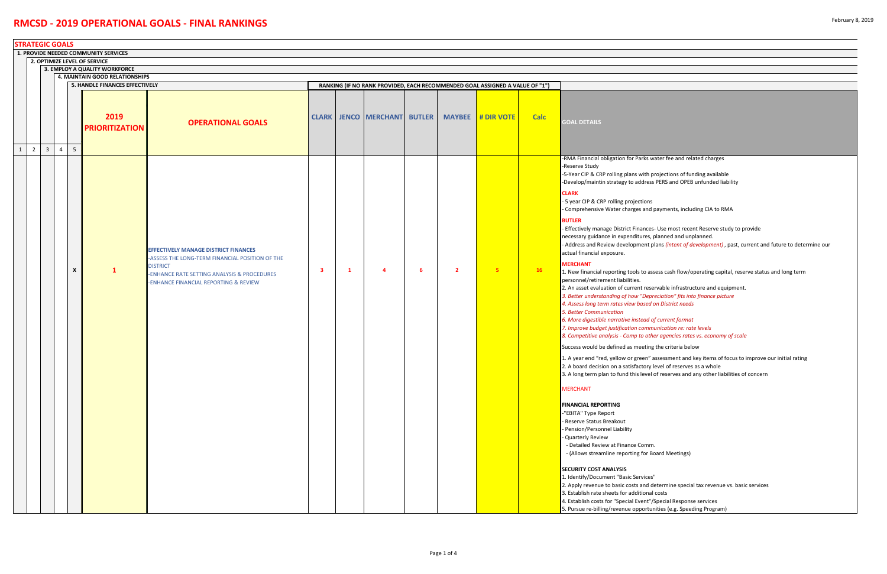# RMCSD - 2019 OPERATIONAL GOALS - FINAL RANKINGS

February 8, 2019

## STRATEGIC GOALS

1. PROVIDE NEEDED COMMUNITY SERVICES
2. OPTIMIZE LEVEL OF SERVICE
3. EMPLOY A QUALITY WORKFORCE
4. MAINTAIN GOOD RELATIONSHIPS
5. HANDLE FINANCES EFFECTIVELY

RANKING (IF NO RANK PROVIDED, EACH RECOMMENDED GOAL ASSIGNED A VALUE OF "1")

| 1 | 2 | 3 | 4 | 5 | 2019 PRIORITIZATION | OPERATIONAL GOALS | CLARK | JENCO | MERCHANT | BUTLER | MAYBEE | # DIR VOTE | Calc | GOAL DETAILS |
|---|---|---|---|---|---|---|---|---|---|---|---|---|---|---|
| | | | | X | 1 | **EFFECTIVELY MANAGE DISTRICT FINANCES**<br>-ASSESS THE LONG-TERM FINANCIAL POSITION OF THE DISTRICT<br>-ENHANCE RATE SETTING ANALYSIS & PROCEDURES<br>-ENHANCE FINANCIAL REPORTING & REVIEW | 3 | 1 | 4 | 6 | 2 | 5 | 16 | See goal details below |

**GOAL DETAILS**

-RMA Financial obligation for Parks water fee and related charges
-Reserve Study
-5-Year CIP & CRP rolling plans with projections of funding available
-Develop/maintin strategy to address PERS and OPEB unfunded liability

**CLARK**
- 5 year CIP & CRP rolling projections
- Comprehensive Water charges and payments, including CIA to RMA

**BUTLER**
- Effectively manage District Finances- Use most recent Reserve study to provide necessary guidance in expenditures, planned and unplanned.
- Address and Review development plans *(intent of development)*, past, current and future to determine our actual financial exposure.

**MERCHANT**
1. New financial reporting tools to assess cash flow/operating capital, reserve status and long term personnel/retirement liabilities.
2. An asset evaluation of current reservable infrastructure and equipment.
*3. Better understanding of how "Depreciation" fits into finance picture*
*4. Assess long term rates view based on District needs*
*5. Better Communication*
*6. More digestible narrative instead of current format*
*7. Improve budget justification communication re: rate levels*
*8. Competitive analysis - Comp to other agencies rates vs. economy of scale*

Success would be defined as meeting the criteria below

1. A year end "red, yellow or green" assessment and key items of focus to improve our initial rating
2. A board decision on a satisfactory level of reserves as a whole
3. A long term plan to fund this level of reserves and any other liabilities of concern

MERCHANT

**FINANCIAL REPORTING**
-"EBITA" Type Report
- Reserve Status Breakout
- Pension/Personnel Liability
- Quarterly Review
  - Detailed Review at Finance Comm.
  - (Allows streamline reporting for Board Meetings)

**SECURITY COST ANALYSIS**
1. Identify/Document "Basic Services"
2. Apply revenue to basic costs and determine special tax revenue vs. basic services
3. Establish rate sheets for additional costs
4. Establish costs for "Special Event"/Special Response services
5. Pursue re-billing/revenue opportunities (e.g. Speeding Program)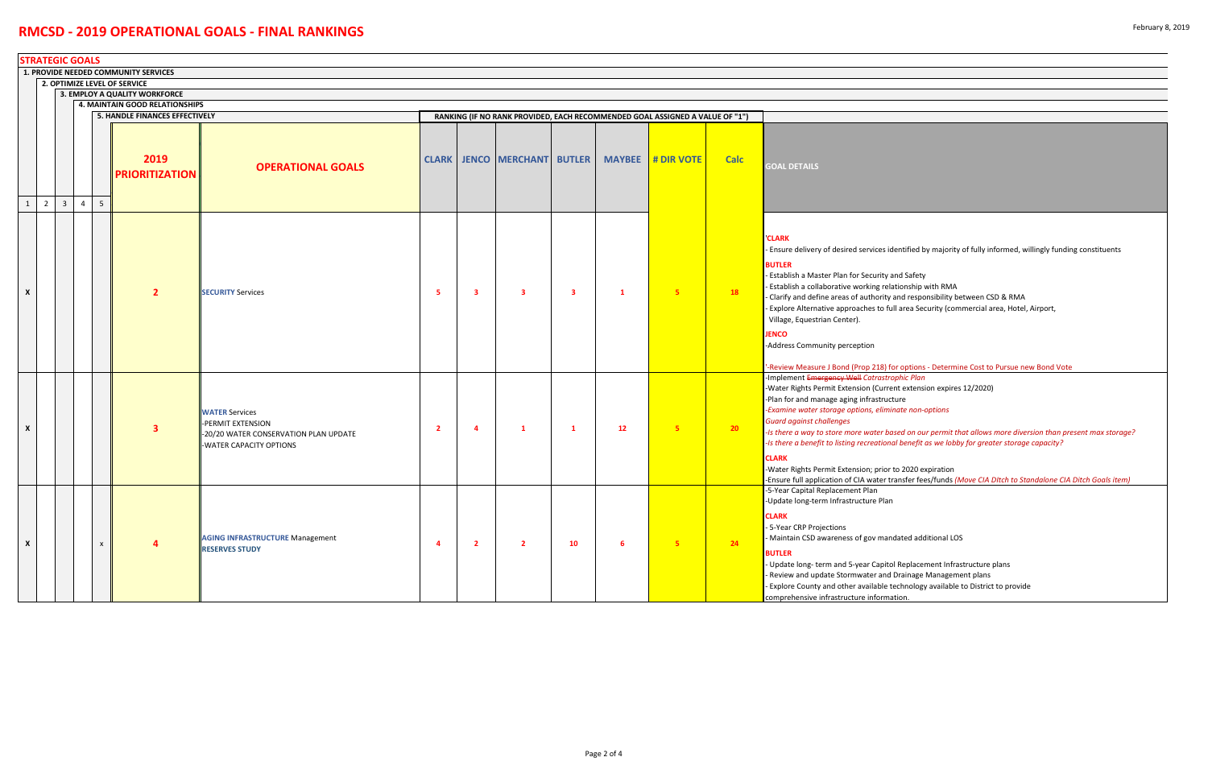# RMCSD - 2019 OPERATIONAL GOALS - FINAL RANKINGS

February 8, 2019

## STRATEGIC GOALS

1. PROVIDE NEEDED COMMUNITY SERVICES
2. OPTIMIZE LEVEL OF SERVICE
3. EMPLOY A QUALITY WORKFORCE
4. MAINTAIN GOOD RELATIONSHIPS
5. HANDLE FINANCES EFFECTIVELY

RANKING (IF NO RANK PROVIDED, EACH RECOMMENDED GOAL ASSIGNED A VALUE OF "1")

| 1 | 2 | 3 | 4 | 5 | 2019 PRIORITIZATION | OPERATIONAL GOALS | CLARK | JENCO | MERCHANT | BUTLER | MAYBEE | # DIR VOTE | Calc | GOAL DETAILS |
|---|---|---|---|---|---|---|---|---|---|---|---|---|---|---|
| X | | | | | 2 | SECURITY Services | 5 | 3 | 3 | 3 | 1 | 5 | 18 | 'CLARK<br>- Ensure delivery of desired services identified by majority of fully informed, willingly funding constituents<br>BUTLER<br>- Establish a Master Plan for Security and Safety<br>- Establish a collaborative working relationship with RMA<br>- Clarify and define areas of authority and responsibility between CSD & RMA<br>- Explore Alternative approaches to full area Security (commercial area, Hotel, Airport, Village, Equestrian Center).<br>JENCO<br>-Address Community perception<br>'-Review Measure J Bond (Prop 218) for options - Determine Cost to Pursue new Bond Vote |
| X | | | | | 3 | WATER Services<br>-PERMIT EXTENSION<br>-20/20 WATER CONSERVATION PLAN UPDATE<br>-WATER CAPACITY OPTIONS | 2 | 4 | 1 | 1 | 12 | 5 | 20 | -Implement ~~Emergency Well~~ *Catrastrophic Plan*<br>-Water Rights Permit Extension (Current extension expires 12/2020)<br>-Plan for and manage aging infrastructure<br>*-Examine water storage options, eliminate non-options*<br>*Guard against challenges*<br>*-Is there a way to store more water based on our permit that allows more diversion than present max storage?*<br>*-Is there a benefit to listing recreational benefit as we lobby for greater storage capacity?*<br>CLARK<br>-Water Rights Permit Extension; prior to 2020 expiration<br>-Ensure full application of CIA water transfer fees/funds *(Move CIA Ditch to Standalone CIA Ditch Goals item)* |
| X | | | | x | 4 | AGING INFRASTRUCTURE Management<br>RESERVES STUDY | 4 | 2 | 2 | 10 | 6 | 5 | 24 | -5-Year Capital Replacement Plan<br>-Update long-term Infrastructure Plan<br>CLARK<br>- 5-Year CRP Projections<br>- Maintain CSD awareness of gov mandated additional LOS<br>BUTLER<br>- Update long- term and 5-year Capitol Replacement Infrastructure plans<br>- Review and update Stormwater and Drainage Management plans<br>- Explore County and other available technology available to District to provide comprehensive infrastructure information. |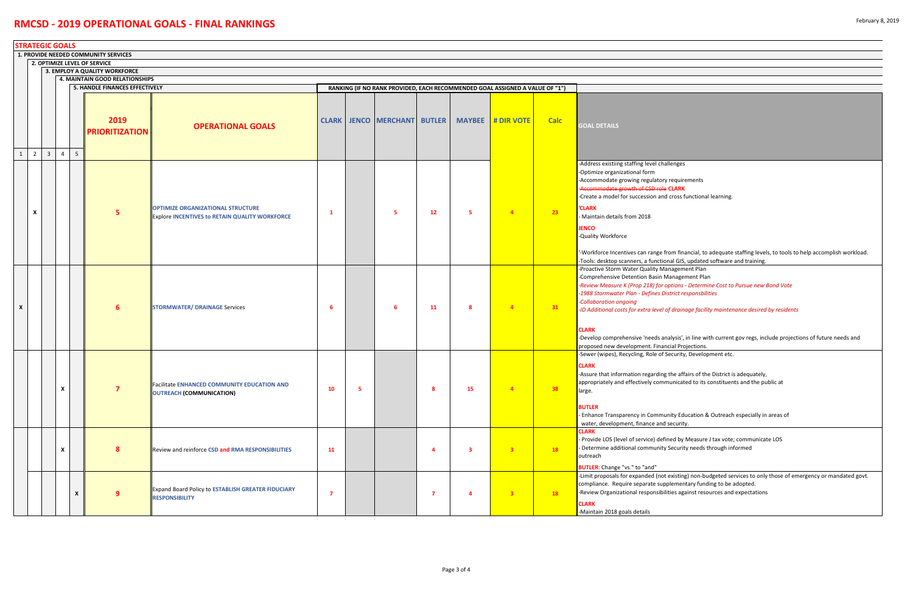# RMCSD - 2019 OPERATIONAL GOALS - FINAL RANKINGS

February 8, 2019

**STRATEGIC GOALS**

1. PROVIDE NEEDED COMMUNITY SERVICES
2. OPTIMIZE LEVEL OF SERVICE
3. EMPLOY A QUALITY WORKFORCE
4. MAINTAIN GOOD RELATIONSHIPS
5. HANDLE FINANCES EFFECTIVELY

RANKING (IF NO RANK PROVIDED, EACH RECOMMENDED GOAL ASSIGNED A VALUE OF "1")

| 1 | 2 | 3 | 4 | 5 | 2019 PRIORITIZATION | OPERATIONAL GOALS | CLARK | JENCO | MERCHANT | BUTLER | MAYBEE | # DIR VOTE | Calc | GOAL DETAILS |
|---|---|---|---|---|---|---|---|---|---|---|---|---|---|---|
| | X | | | | 5 | OPTIMIZE ORGANIZATIONAL STRUCTURE<br>Explore INCENTIVES to RETAIN QUALITY WORKFORCE | 1 | | 5 | 12 | 5 | 4 | 23 | -Address existiing staffing level challenges<br>-Optimize organizational form<br>-Accommodate growing regulatory requirements<br>~~-Accommodate growth of CSD role~~ CLARK<br>-Create a model for succession and cross functional learning.<br>'CLARK<br>- Maintain details from 2018<br>JENCO<br>-Quality Workforce<br>'-Workforce Incentives can range from financial, to adequate staffing levels, to tools to help accomplish workload.<br>-Tools: desktop scanners, a functional GIS, updated software and training. |
| X | | | | | 6 | STORMWATER/ DRAINAGE Services | 6 | | 6 | 11 | 8 | 4 | 31 | -Proactive Storm Water Quality Management Plan<br>-Comprehensive Detention Basin Management Plan<br>*-Review Measure K (Prop 218) for options - Determine Cost to Pursue new Bond Vote*<br>*-1988 Stormwater Plan - Defines District responsbilities*<br>*-Collaboration ongoing*<br>*-ID Additional costs for extra level of drainage facility maintenance desired by residents*<br>CLARK<br>-Develop comprehensive 'needs analysis', in line with current gov regs, include projections of future needs and proposed new development. Financial Projections. |
| | | | X | | 7 | Facilitate ENHANCED COMMUNITY EDUCATION AND OUTREACH (COMMUNICATION) | 10 | 5 | | 8 | 15 | 4 | 38 | -Sewer (wipes), Recycling, Role of Security, Development etc.<br>CLARK<br>-Assure that information regarding the affairs of the District is adequately, appropriately and effectively communicated to its constituents and the public at large.<br>BUTLER<br>- Enhance Transparency in Community Education & Outreach especially in areas of water, development, finance and security. |
| | | | X | | 8 | Review and reinforce CSD and RMA RESPONSIBILITIES | 11 | | | 4 | 3 | 3 | 18 | CLARK<br>- Provide LOS (level of service) defined by Measure J tax vote; communicate LOS<br>- Determine additional community Security needs through informed outreach<br>BUTLER: Change "vs." to "and" |
| | | | | X | 9 | Expand Board Policy to ESTABLISH GREATER FIDUCIARY RESPONSIBILITY | 7 | | | 7 | 4 | 3 | 18 | -Limit proposals for expanded (not existing) non-budgeted services to only those of emergency or mandated govt. compliance. Require separate supplementary funding to be adopted.<br>-Review Organizational responsibilities against resources and expectations<br>CLARK<br>-Maintain 2018 goals details |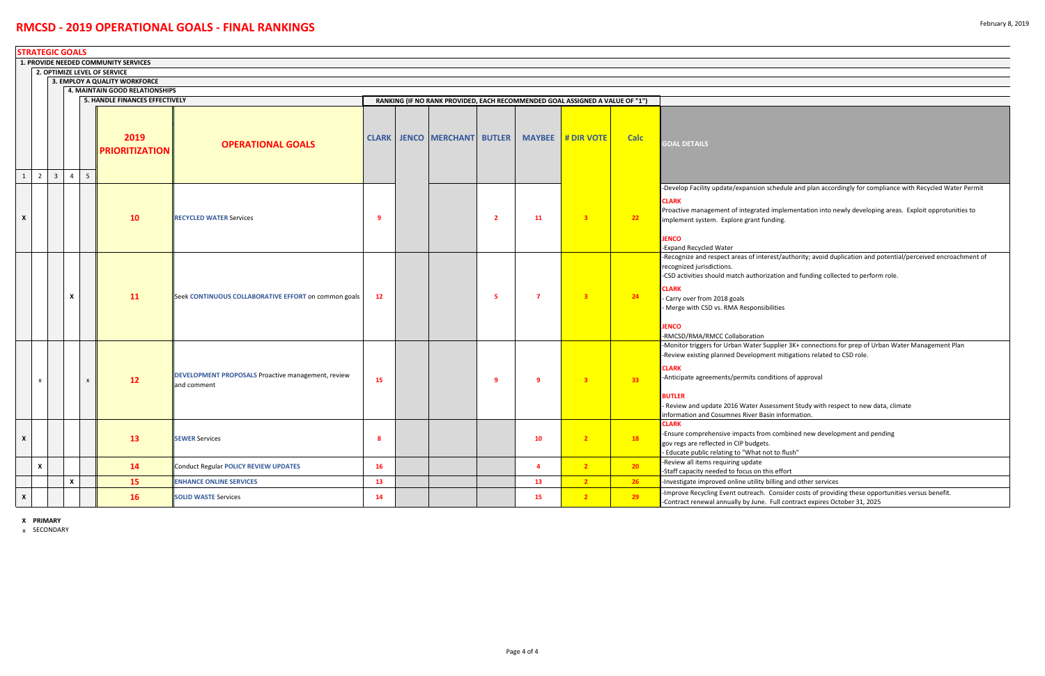# RMCSD - 2019 OPERATIONAL GOALS - FINAL RANKINGS

February 8, 2019

**STRATEGIC GOALS**

1. PROVIDE NEEDED COMMUNITY SERVICES
2. OPTIMIZE LEVEL OF SERVICE
3. EMPLOY A QUALITY WORKFORCE
4. MAINTAIN GOOD RELATIONSHIPS
5. HANDLE FINANCES EFFECTIVELY

RANKING (IF NO RANK PROVIDED, EACH RECOMMENDED GOAL ASSIGNED A VALUE OF "1")

| 1 | 2 | 3 | 4 | 5 | 2019 PRIORITIZATION | OPERATIONAL GOALS | CLARK | JENCO | MERCHANT | BUTLER | MAYBEE | # DIR VOTE | Calc | GOAL DETAILS |
|---|---|---|---|---|---|---|---|---|---|---|---|---|---|---|
| X | | | | | 10 | RECYCLED WATER Services | 9 | | | 2 | 11 | 3 | 22 | -Develop Facility update/expansion schedule and plan accordingly for compliance with Recycled Water Permit<br>**CLARK**<br>Proactive management of integrated implementation into newly developing areas. Exploit opprotunities to implement system. Explore grant funding.<br>**JENCO**<br>-Expand Recycled Water |
| | | | X | | 11 | Seek CONTINUOUS COLLABORATIVE EFFORT on common goals | 12 | | | 5 | 7 | 3 | 24 | -Recognize and respect areas of interest/authority; avoid duplication and potential/perceived encroachment of recognized jurisdictions.<br>-CSD activities should match authorization and funding collected to perform role.<br>**CLARK**<br>- Carry over from 2018 goals<br>- Merge with CSD vs. RMA Responsibilities<br>**JENCO**<br>-RMCSD/RMA/RMCC Collaboration |
| | x | | | x | 12 | DEVELOPMENT PROPOSALS Proactive management, review and comment | 15 | | | 9 | 9 | 3 | 33 | -Monitor triggers for Urban Water Supplier 3K+ connections for prep of Urban Water Management Plan<br>-Review existing planned Development mitigations related to CSD role.<br>**CLARK**<br>-Anticipate agreements/permits conditions of approval<br>**BUTLER**<br>- Review and update 2016 Water Assessment Study with respect to new data, climate information and Cosumnes River Basin information. |
| X | | | | | 13 | SEWER Services | 8 | | | | 10 | 2 | 18 | **CLARK**<br>-Ensure comprehensive impacts from combined new development and pending gov regs are reflected in CIP budgets.<br>- Educate public relating to "What not to flush" |
| | X | | | | 14 | Conduct Regular POLICY REVIEW UPDATES | 16 | | | | 4 | 2 | 20 | -Review all items requiring update<br>-Staff capacity needed to focus on this effort |
| | | | X | | 15 | ENHANCE ONLINE SERVICES | 13 | | | | 13 | 2 | 26 | -Investigate improved online utility billing and other services |
| X | | | | | 16 | SOLID WASTE Services | 14 | | | | 15 | 2 | 29 | -Improve Recycling Event outreach. Consider costs of providing these opportunities versus benefit.<br>-Contract renewal annually by June. Full contract expires October 31, 2025 |

**X** PRIMARY
x SECONDARY